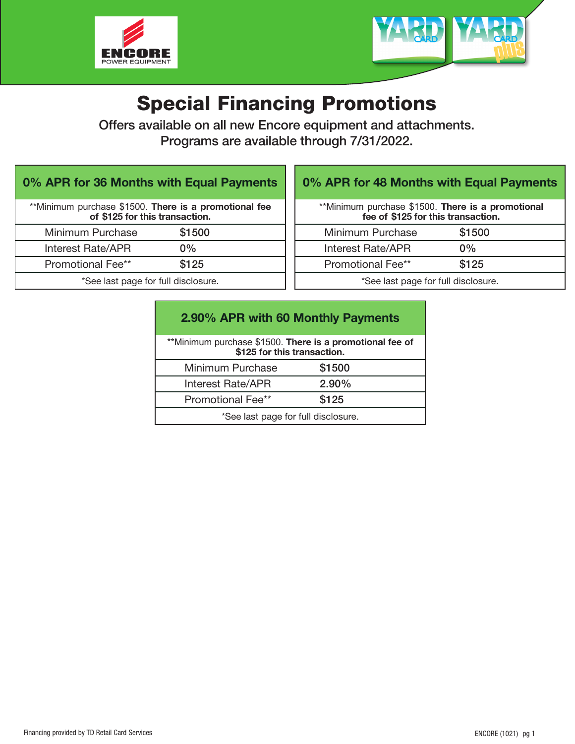ENCORE POWER EQUIPMENT

YARD CARD | YARD CARD plus

# Special Financing Promotions

Offers available on all new Encore equipment and attachments.
Programs are available through 7/31/2022.

## 0% APR for 36 Months with Equal Payments

**Minimum purchase $1500. **There is a promotional fee of $125 for this transaction.**

| Minimum Purchase | $1500 |
|---|---|
| Interest Rate/APR | 0% |
| Promotional Fee** | $125 |

*See last page for full disclosure.

## 0% APR for 48 Months with Equal Payments

**Minimum purchase $1500. **There is a promotional fee of $125 for this transaction.**

| Minimum Purchase | $1500 |
|---|---|
| Interest Rate/APR | 0% |
| Promotional Fee** | $125 |

*See last page for full disclosure.

## 2.90% APR with 60 Monthly Payments

**Minimum purchase $1500. **There is a promotional fee of $125 for this transaction.**

| Minimum Purchase | $1500 |
|---|---|
| Interest Rate/APR | 2.90% |
| Promotional Fee** | $125 |

*See last page for full disclosure.

Financing provided by TD Retail Card Services

ENCORE (1021)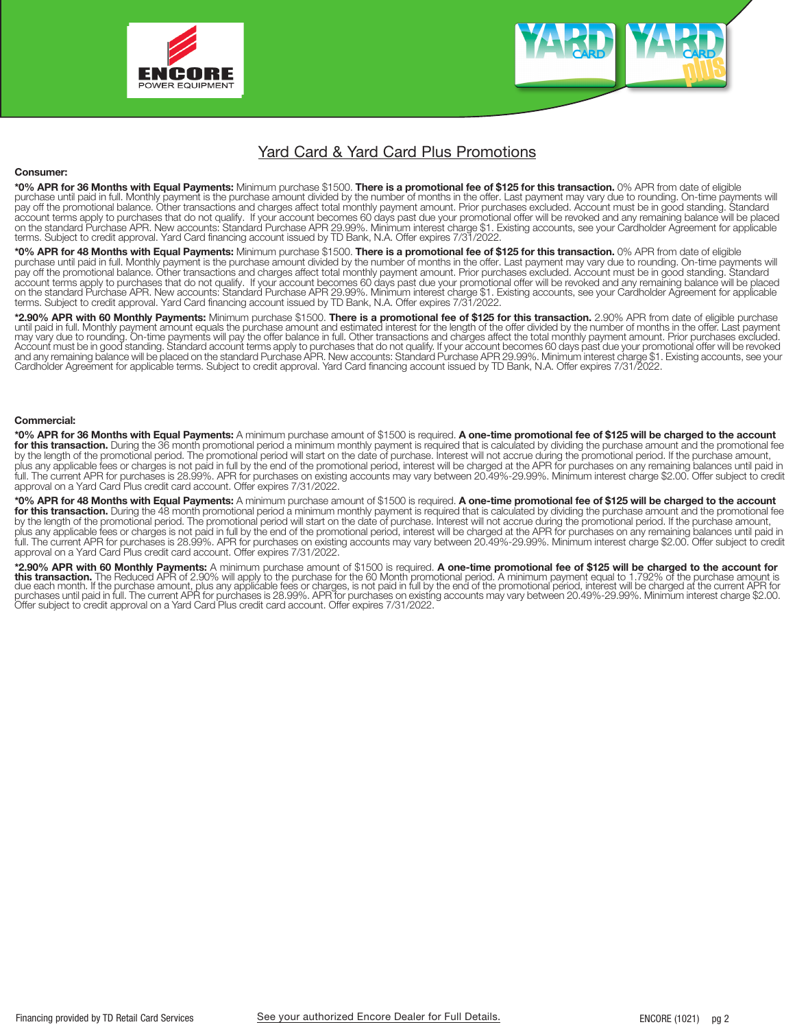ENCORE POWER EQUIPMENT

YARD CARD YARD CARD plus

# Yard Card & Yard Card Plus Promotions

**Consumer:**

**\*0% APR for 36 Months with Equal Payments:** Minimum purchase $1500. **There is a promotional fee of $125 for this transaction.** 0% APR from date of eligible purchase until paid in full. Monthly payment is the purchase amount divided by the number of months in the offer. Last payment may vary due to rounding. On-time payments will pay off the promotional balance. Other transactions and charges affect total monthly payment amount. Prior purchases excluded. Account must be in good standing. Standard account terms apply to purchases that do not qualify. If your account becomes 60 days past due your promotional offer will be revoked and any remaining balance will be placed on the standard Purchase APR. New accounts: Standard Purchase APR 29.99%. Minimum interest charge $1. Existing accounts, see your Cardholder Agreement for applicable terms. Subject to credit approval. Yard Card financing account issued by TD Bank, N.A. Offer expires 7/31/2022.

**\*0% APR for 48 Months with Equal Payments:** Minimum purchase $1500. **There is a promotional fee of $125 for this transaction.** 0% APR from date of eligible purchase until paid in full. Monthly payment is the purchase amount divided by the number of months in the offer. Last payment may vary due to rounding. On-time payments will pay off the promotional balance. Other transactions and charges affect total monthly payment amount. Prior purchases excluded. Account must be in good standing. Standard account terms apply to purchases that do not qualify. If your account becomes 60 days past due your promotional offer will be revoked and any remaining balance will be placed on the standard Purchase APR. New accounts: Standard Purchase APR 29.99%. Minimum interest charge $1. Existing accounts, see your Cardholder Agreement for applicable terms. Subject to credit approval. Yard Card financing account issued by TD Bank, N.A. Offer expires 7/31/2022.

**\*2.90% APR with 60 Monthly Payments:** Minimum purchase $1500. **There is a promotional fee of $125 for this transaction.** 2.90% APR from date of eligible purchase until paid in full. Monthly payment amount equals the purchase amount and estimated interest for the length of the offer divided by the number of months in the offer. Last payment may vary due to rounding. On-time payments will pay the offer balance in full. Other transactions and charges affect the total monthly payment amount. Prior purchases excluded. Account must be in good standing. Standard account terms apply to purchases that do not qualify. If your account becomes 60 days past due your promotional offer will be revoked and any remaining balance will be placed on the standard Purchase APR. New accounts: Standard Purchase APR 29.99%. Minimum interest charge $1. Existing accounts, see your Cardholder Agreement for applicable terms. Subject to credit approval. Yard Card financing account issued by TD Bank, N.A. Offer expires 7/31/2022.

**Commercial:**

**\*0% APR for 36 Months with Equal Payments:** A minimum purchase amount of $1500 is required. **A one-time promotional fee of $125 will be charged to the account for this transaction.** During the 36 month promotional period a minimum monthly payment is required that is calculated by dividing the purchase amount and the promotional fee by the length of the promotional period. The promotional period will start on the date of purchase. Interest will not accrue during the promotional period. If the purchase amount, plus any applicable fees or charges is not paid in full by the end of the promotional period, interest will be charged at the APR for purchases on any remaining balances until paid in full. The current APR for purchases is 28.99%. APR for purchases on existing accounts may vary between 20.49%-29.99%. Minimum interest charge $2.00. Offer subject to credit approval on a Yard Card Plus credit card account. Offer expires 7/31/2022.

**\*0% APR for 48 Months with Equal Payments:** A minimum purchase amount of $1500 is required. **A one-time promotional fee of $125 will be charged to the account for this transaction.** During the 48 month promotional period a minimum monthly payment is required that is calculated by dividing the purchase amount and the promotional fee by the length of the promotional period. The promotional period will start on the date of purchase. Interest will not accrue during the promotional period. If the purchase amount, plus any applicable fees or charges is not paid in full by the end of the promotional period, interest will be charged at the APR for purchases on any remaining balances until paid in full. The current APR for purchases is 28.99%. APR for purchases on existing accounts may vary between 20.49%-29.99%. Minimum interest charge $2.00. Offer subject to credit approval on a Yard Card Plus credit card account. Offer expires 7/31/2022.

**\*2.90% APR with 60 Monthly Payments:** A minimum purchase amount of $1500 is required. **A one-time promotional fee of $125 will be charged to the account for this transaction.** The Reduced APR of 2.90% will apply to the purchase for the 60 Month promotional period. A minimum payment equal to 1.792% of the purchase amount is due each month. If the purchase amount, plus any applicable fees or charges, is not paid in full by the end of the promotional period, interest will be charged at the current APR for purchases until paid in full. The current APR for purchases is 28.99%. APR for purchases on existing accounts may vary between 20.49%-29.99%. Minimum interest charge $2.00. Offer subject to credit approval on a Yard Card Plus credit card account. Offer expires 7/31/2022.

Financing provided by TD Retail Card Services

See your authorized Encore Dealer for Full Details.

ENCORE (1021)